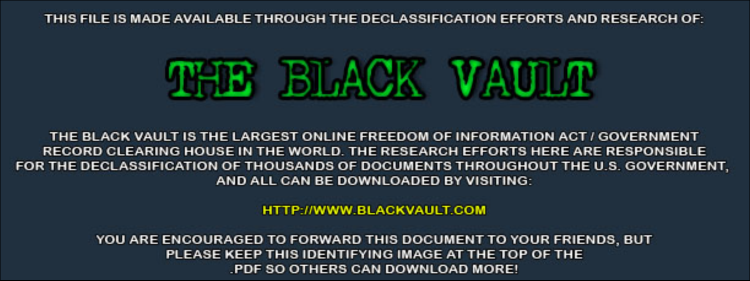THIS FILE IS MADE AVAILABLE THROUGH THE DECLASSIFICATION EFFORTS AND RESEARCH OF:

# THE BLACK VAULT

THE BLACK VAULT IS THE LARGEST ONLINE FREEDOM OF INFORMATION ACT / GOVERNMENT RECORD CLEARING HOUSE IN THE WORLD. THE RESEARCH EFFORTS HERE ARE RESPONSIBLE FOR THE DECLASSIFICATION OF THOUSANDS OF DOCUMENTS THROUGHOUT THE U.S. GOVERNMENT, AND ALL CAN BE DOWNLOADED BY VISITING:

HTTP://WWW.BLACKVAULT.COM

YOU ARE ENCOURAGED TO FORWARD THIS DOCUMENT TO YOUR FRIENDS, BUT PLEASE KEEP THIS IDENTIFYING IMAGE AT THE TOP OF THE .PDF SO OTHERS CAN DOWNLOAD MORE!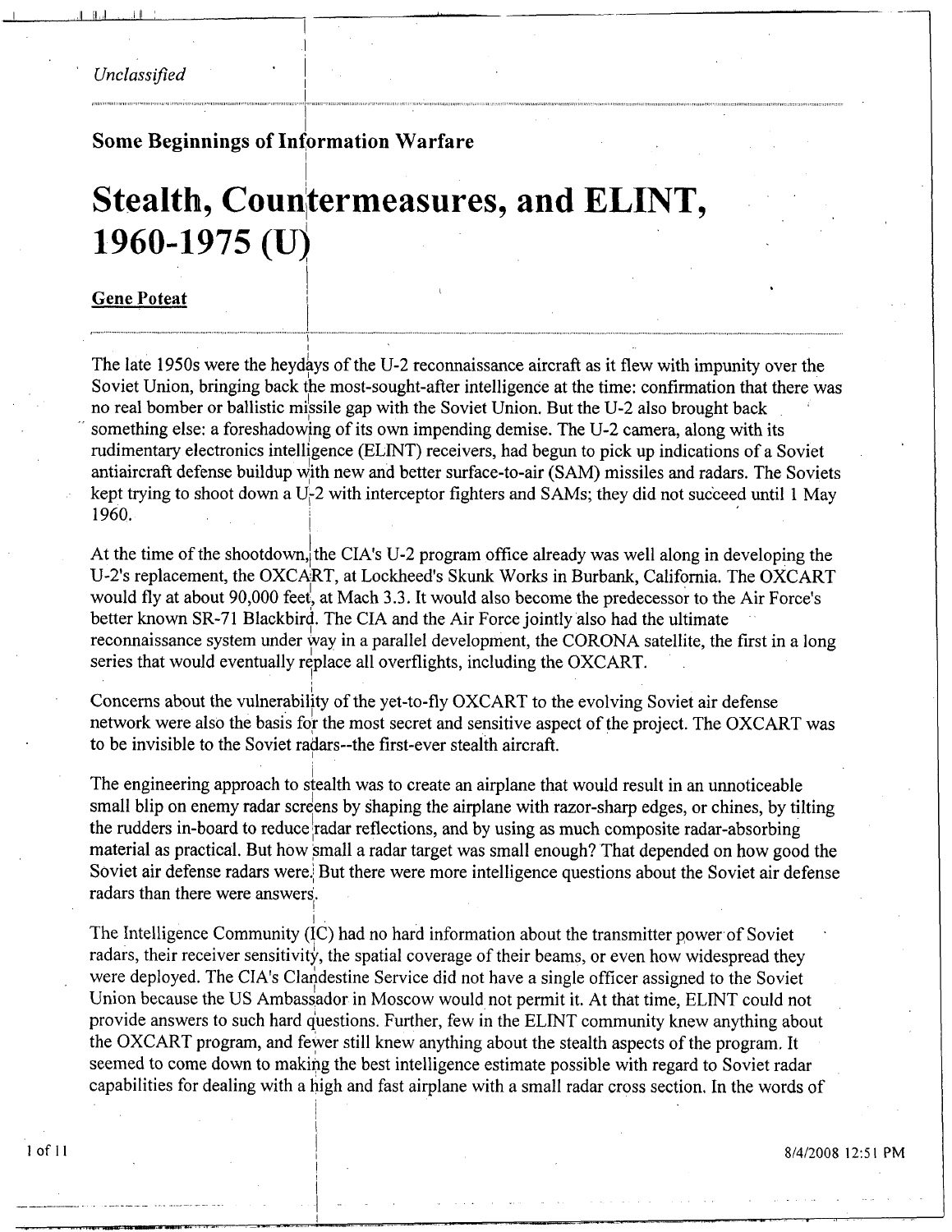*Unclassified*

## Some Beginnings of Information Warfare

# Stealth, Countermeasures, and ELINT, 1960-1975 (U)

**Gene Poteat**

The late 1950s were the heydays of the U-2 reconnaissance aircraft as it flew with impunity over the Soviet Union, bringing back the most-sought-after intelligence at the time: confirmation that there was no real bomber or ballistic missile gap with the Soviet Union. But the U-2 also brought back something else: a foreshadowing of its own impending demise. The U-2 camera, along with its rudimentary electronics intelligence (ELINT) receivers, had begun to pick up indications of a Soviet antiaircraft defense buildup with new and better surface-to-air (SAM) missiles and radars. The Soviets kept trying to shoot down a U-2 with interceptor fighters and SAMs; they did not succeed until 1 May 1960.

At the time of the shootdown, the CIA's U-2 program office already was well along in developing the U-2's replacement, the OXCART, at Lockheed's Skunk Works in Burbank, California. The OXCART would fly at about 90,000 feet, at Mach 3.3. It would also become the predecessor to the Air Force's better known SR-71 Blackbird. The CIA and the Air Force jointly also had the ultimate reconnaissance system under way in a parallel development, the CORONA satellite, the first in a long series that would eventually replace all overflights, including the OXCART.

Concerns about the vulnerability of the yet-to-fly OXCART to the evolving Soviet air defense network were also the basis for the most secret and sensitive aspect of the project. The OXCART was to be invisible to the Soviet radars--the first-ever stealth aircraft.

The engineering approach to stealth was to create an airplane that would result in an unnoticeable small blip on enemy radar screens by shaping the airplane with razor-sharp edges, or chines, by tilting the rudders in-board to reduce radar reflections, and by using as much composite radar-absorbing material as practical. But how small a radar target was small enough? That depended on how good the Soviet air defense radars were. But there were more intelligence questions about the Soviet air defense radars than there were answers.

The Intelligence Community (IC) had no hard information about the transmitter power of Soviet radars, their receiver sensitivity, the spatial coverage of their beams, or even how widespread they were deployed. The CIA's Clandestine Service did not have a single officer assigned to the Soviet Union because the US Ambassador in Moscow would not permit it. At that time, ELINT could not provide answers to such hard questions. Further, few in the ELINT community knew anything about the OXCART program, and fewer still knew anything about the stealth aspects of the program. It seemed to come down to making the best intelligence estimate possible with regard to Soviet radar capabilities for dealing with a high and fast airplane with a small radar cross section. In the words of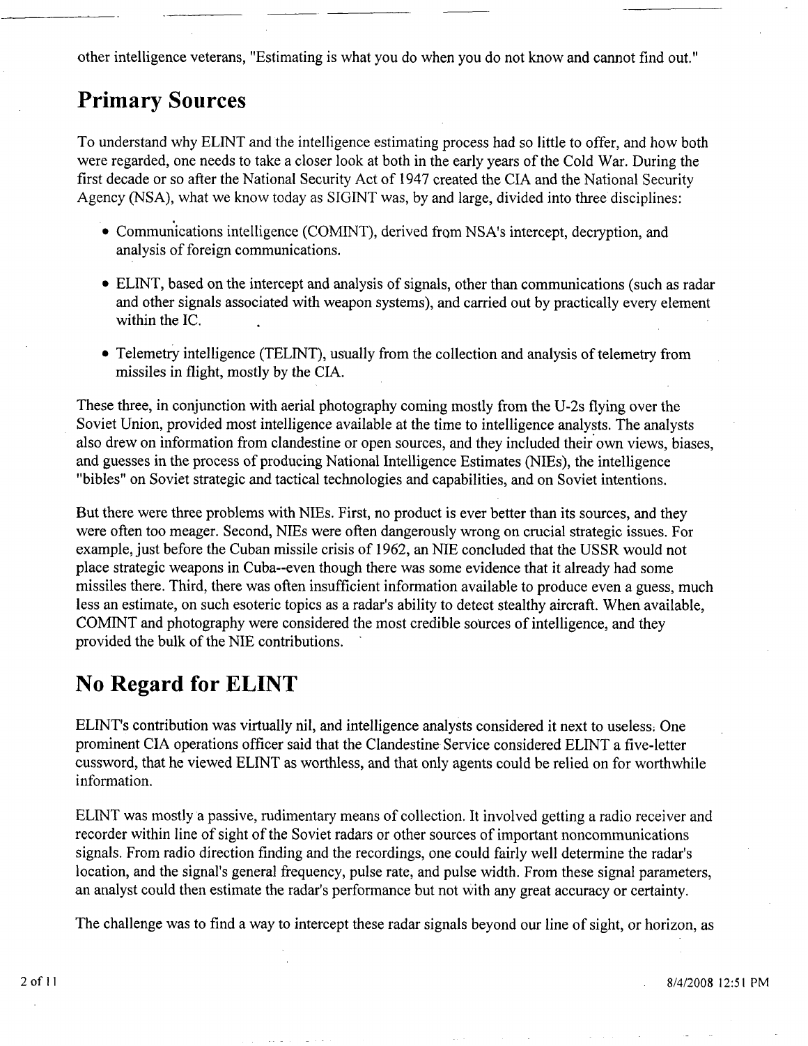other intelligence veterans, "Estimating is what you do when you do not know and cannot find out."

## Primary Sources

To understand why ELINT and the intelligence estimating process had so little to offer, and how both were regarded, one needs to take a closer look at both in the early years of the Cold War. During the first decade or so after the National Security Act of 1947 created the CIA and the National Security Agency (NSA), what we know today as SIGINT was, by and large, divided into three disciplines:

- Communications intelligence (COMINT), derived from NSA's intercept, decryption, and analysis of foreign communications.
- ELINT, based on the intercept and analysis of signals, other than communications (such as radar and other signals associated with weapon systems), and carried out by practically every element within the IC.
- Telemetry intelligence (TELINT), usually from the collection and analysis of telemetry from missiles in flight, mostly by the CIA.

These three, in conjunction with aerial photography coming mostly from the U-2s flying over the Soviet Union, provided most intelligence available at the time to intelligence analysts. The analysts also drew on information from clandestine or open sources, and they included their own views, biases, and guesses in the process of producing National Intelligence Estimates (NIEs), the intelligence "bibles" on Soviet strategic and tactical technologies and capabilities, and on Soviet intentions.

But there were three problems with NIEs. First, no product is ever better than its sources, and they were often too meager. Second, NIEs were often dangerously wrong on crucial strategic issues. For example, just before the Cuban missile crisis of 1962, an NIE concluded that the USSR would not place strategic weapons in Cuba--even though there was some evidence that it already had some missiles there. Third, there was often insufficient information available to produce even a guess, much less an estimate, on such esoteric topics as a radar's ability to detect stealthy aircraft. When available, COMINT and photography were considered the most credible sources of intelligence, and they provided the bulk of the NIE contributions.

## No Regard for ELINT

ELINT's contribution was virtually nil, and intelligence analysts considered it next to useless. One prominent CIA operations officer said that the Clandestine Service considered ELINT a five-letter cussword, that he viewed ELINT as worthless, and that only agents could be relied on for worthwhile information.

ELINT was mostly a passive, rudimentary means of collection. It involved getting a radio receiver and recorder within line of sight of the Soviet radars or other sources of important noncommunications signals. From radio direction finding and the recordings, one could fairly well determine the radar's location, and the signal's general frequency, pulse rate, and pulse width. From these signal parameters, an analyst could then estimate the radar's performance but not with any great accuracy or certainty.

The challenge was to find a way to intercept these radar signals beyond our line of sight, or horizon, as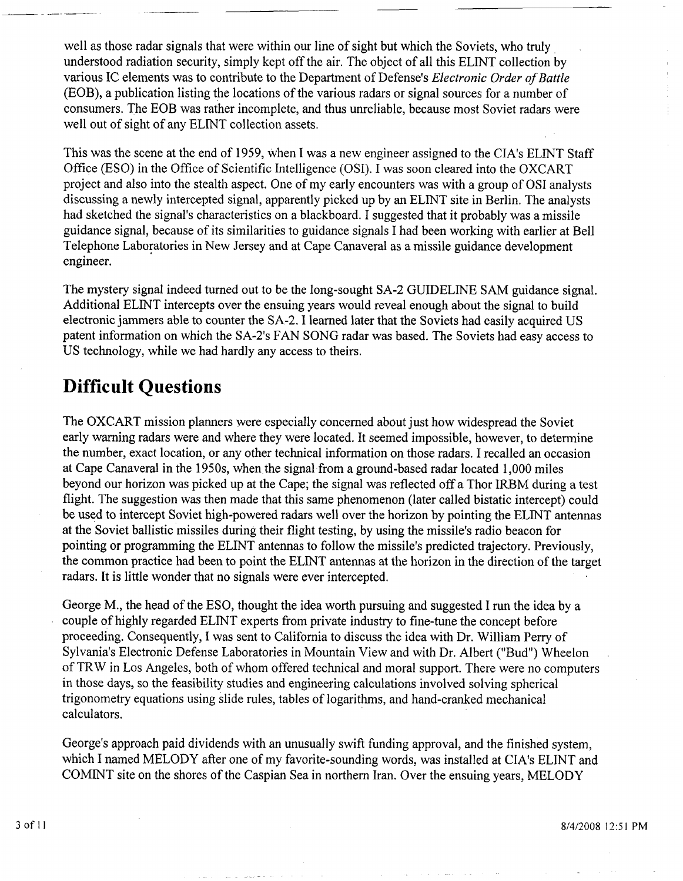well as those radar signals that were within our line of sight but which the Soviets, who truly understood radiation security, simply kept off the air. The object of all this ELINT collection by various IC elements was to contribute to the Department of Defense's *Electronic Order of Battle* (EOB), a publication listing the locations of the various radars or signal sources for a number of consumers. The EOB was rather incomplete, and thus unreliable, because most Soviet radars were well out of sight of any ELINT collection assets.

This was the scene at the end of 1959, when I was a new engineer assigned to the CIA's ELINT Staff Office (ESO) in the Office of Scientific Intelligence (OSI). I was soon cleared into the OXCART project and also into the stealth aspect. One of my early encounters was with a group of OSI analysts discussing a newly intercepted signal, apparently picked up by an ELINT site in Berlin. The analysts had sketched the signal's characteristics on a blackboard. I suggested that it probably was a missile guidance signal, because of its similarities to guidance signals I had been working with earlier at Bell Telephone Laboratories in New Jersey and at Cape Canaveral as a missile guidance development engineer.

The mystery signal indeed turned out to be the long-sought SA-2 GUIDELINE SAM guidance signal. Additional ELINT intercepts over the ensuing years would reveal enough about the signal to build electronic jammers able to counter the SA-2. I learned later that the Soviets had easily acquired US patent information on which the SA-2's FAN SONG radar was based. The Soviets had easy access to US technology, while we had hardly any access to theirs.

## Difficult Questions

The OXCART mission planners were especially concerned about just how widespread the Soviet early warning radars were and where they were located. It seemed impossible, however, to determine the number, exact location, or any other technical information on those radars. I recalled an occasion at Cape Canaveral in the 1950s, when the signal from a ground-based radar located 1,000 miles beyond our horizon was picked up at the Cape; the signal was reflected off a Thor IRBM during a test flight. The suggestion was then made that this same phenomenon (later called bistatic intercept) could be used to intercept Soviet high-powered radars well over the horizon by pointing the ELINT antennas at the Soviet ballistic missiles during their flight testing, by using the missile's radio beacon for pointing or programming the ELINT antennas to follow the missile's predicted trajectory. Previously, the common practice had been to point the ELINT antennas at the horizon in the direction of the target radars. It is little wonder that no signals were ever intercepted.

George M., the head of the ESO, thought the idea worth pursuing and suggested I run the idea by a couple of highly regarded ELINT experts from private industry to fine-tune the concept before proceeding. Consequently, I was sent to California to discuss the idea with Dr. William Perry of Sylvania's Electronic Defense Laboratories in Mountain View and with Dr. Albert ("Bud") Wheelon of TRW in Los Angeles, both of whom offered technical and moral support. There were no computers in those days, so the feasibility studies and engineering calculations involved solving spherical trigonometry equations using slide rules, tables of logarithms, and hand-cranked mechanical calculators.

George's approach paid dividends with an unusually swift funding approval, and the finished system, which I named MELODY after one of my favorite-sounding words, was installed at CIA's ELINT and COMINT site on the shores of the Caspian Sea in northern Iran. Over the ensuing years, MELODY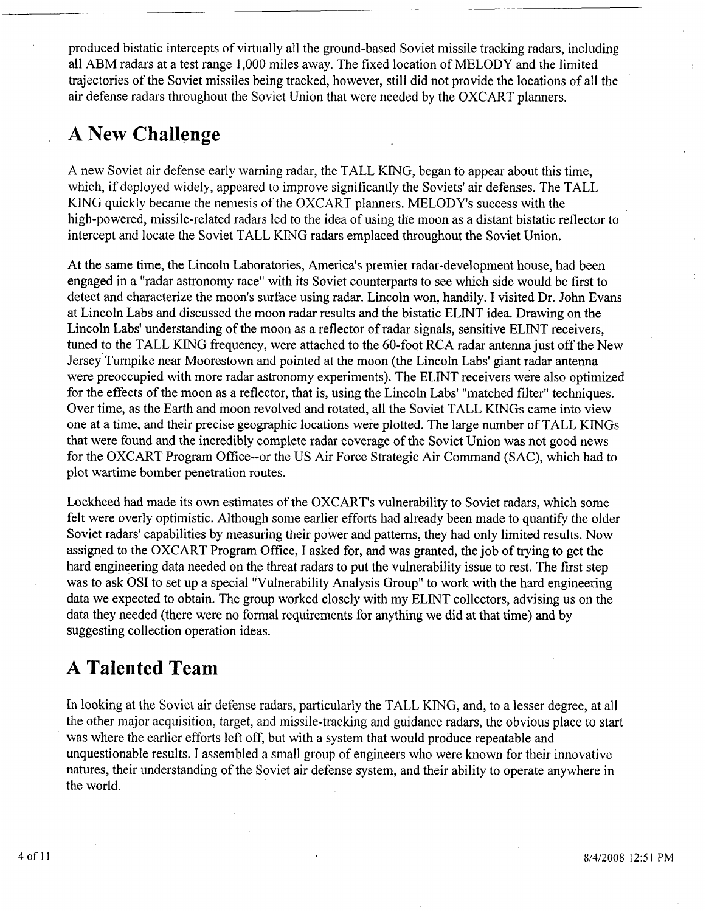produced bistatic intercepts of virtually all the ground-based Soviet missile tracking radars, including all ABM radars at a test range 1,000 miles away. The fixed location of MELODY and the limited trajectories of the Soviet missiles being tracked, however, still did not provide the locations of all the air defense radars throughout the Soviet Union that were needed by the OXCART planners.

## A New Challenge

A new Soviet air defense early warning radar, the TALL KING, began to appear about this time, which, if deployed widely, appeared to improve significantly the Soviets' air defenses. The TALL KING quickly became the nemesis of the OXCART planners. MELODY's success with the high-powered, missile-related radars led to the idea of using the moon as a distant bistatic reflector to intercept and locate the Soviet TALL KING radars emplaced throughout the Soviet Union.

At the same time, the Lincoln Laboratories, America's premier radar-development house, had been engaged in a "radar astronomy race" with its Soviet counterparts to see which side would be first to detect and characterize the moon's surface using radar. Lincoln won, handily. I visited Dr. John Evans at Lincoln Labs and discussed the moon radar results and the bistatic ELINT idea. Drawing on the Lincoln Labs' understanding of the moon as a reflector of radar signals, sensitive ELINT receivers, tuned to the TALL KING frequency, were attached to the 60-foot RCA radar antenna just off the New Jersey Turnpike near Moorestown and pointed at the moon (the Lincoln Labs' giant radar antenna were preoccupied with more radar astronomy experiments). The ELINT receivers were also optimized for the effects of the moon as a reflector, that is, using the Lincoln Labs' "matched filter" techniques. Over time, as the Earth and moon revolved and rotated, all the Soviet TALL KINGs came into view one at a time, and their precise geographic locations were plotted. The large number of TALL KINGs that were found and the incredibly complete radar coverage of the Soviet Union was not good news for the OXCART Program Office--or the US Air Force Strategic Air Command (SAC), which had to plot wartime bomber penetration routes.

Lockheed had made its own estimates of the OXCART's vulnerability to Soviet radars, which some felt were overly optimistic. Although some earlier efforts had already been made to quantify the older Soviet radars' capabilities by measuring their power and patterns, they had only limited results. Now assigned to the OXCART Program Office, I asked for, and was granted, the job of trying to get the hard engineering data needed on the threat radars to put the vulnerability issue to rest. The first step was to ask OSI to set up a special "Vulnerability Analysis Group" to work with the hard engineering data we expected to obtain. The group worked closely with my ELINT collectors, advising us on the data they needed (there were no formal requirements for anything we did at that time) and by suggesting collection operation ideas.

## A Talented Team

In looking at the Soviet air defense radars, particularly the TALL KING, and, to a lesser degree, at all the other major acquisition, target, and missile-tracking and guidance radars, the obvious place to start was where the earlier efforts left off, but with a system that would produce repeatable and unquestionable results. I assembled a small group of engineers who were known for their innovative natures, their understanding of the Soviet air defense system, and their ability to operate anywhere in the world.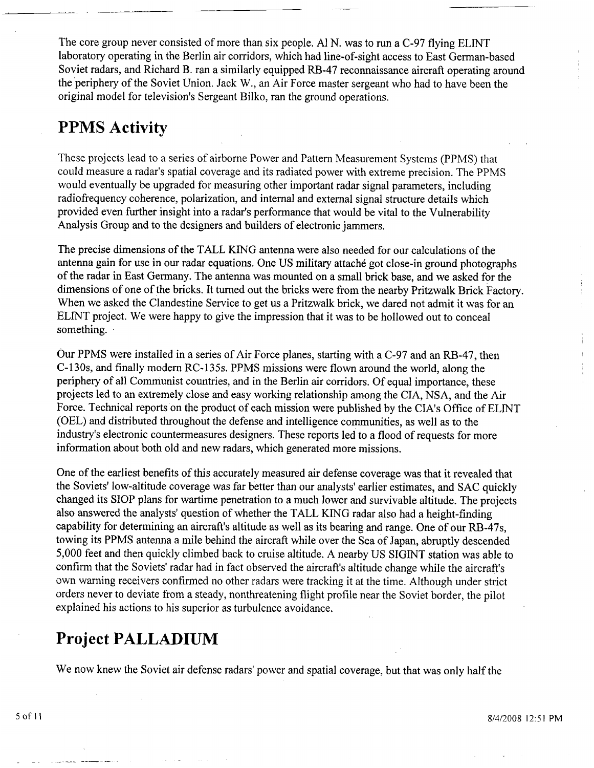The core group never consisted of more than six people. Al N. was to run a C-97 flying ELINT laboratory operating in the Berlin air corridors, which had line-of-sight access to East German-based Soviet radars, and Richard B. ran a similarly equipped RB-47 reconnaissance aircraft operating around the periphery of the Soviet Union. Jack W., an Air Force master sergeant who had to have been the original model for television's Sergeant Bilko, ran the ground operations.

## PPMS Activity

These projects lead to a series of airborne Power and Pattern Measurement Systems (PPMS) that could measure a radar's spatial coverage and its radiated power with extreme precision. The PPMS would eventually be upgraded for measuring other important radar signal parameters, including radiofrequency coherence, polarization, and internal and external signal structure details which provided even further insight into a radar's performance that would be vital to the Vulnerability Analysis Group and to the designers and builders of electronic jammers.

The precise dimensions of the TALL KING antenna were also needed for our calculations of the antenna gain for use in our radar equations. One US military attaché got close-in ground photographs of the radar in East Germany. The antenna was mounted on a small brick base, and we asked for the dimensions of one of the bricks. It turned out the bricks were from the nearby Pritzwalk Brick Factory. When we asked the Clandestine Service to get us a Pritzwalk brick, we dared not admit it was for an ELINT project. We were happy to give the impression that it was to be hollowed out to conceal something.

Our PPMS were installed in a series of Air Force planes, starting with a C-97 and an RB-47, then C-130s, and finally modern RC-135s. PPMS missions were flown around the world, along the periphery of all Communist countries, and in the Berlin air corridors. Of equal importance, these projects led to an extremely close and easy working relationship among the CIA, NSA, and the Air Force. Technical reports on the product of each mission were published by the CIA's Office of ELINT (OEL) and distributed throughout the defense and intelligence communities, as well as to the industry's electronic countermeasures designers. These reports led to a flood of requests for more information about both old and new radars, which generated more missions.

One of the earliest benefits of this accurately measured air defense coverage was that it revealed that the Soviets' low-altitude coverage was far better than our analysts' earlier estimates, and SAC quickly changed its SIOP plans for wartime penetration to a much lower and survivable altitude. The projects also answered the analysts' question of whether the TALL KING radar also had a height-finding capability for determining an aircraft's altitude as well as its bearing and range. One of our RB-47s, towing its PPMS antenna a mile behind the aircraft while over the Sea of Japan, abruptly descended 5,000 feet and then quickly climbed back to cruise altitude. A nearby US SIGINT station was able to confirm that the Soviets' radar had in fact observed the aircraft's altitude change while the aircraft's own warning receivers confirmed no other radars were tracking it at the time. Although under strict orders never to deviate from a steady, nonthreatening flight profile near the Soviet border, the pilot explained his actions to his superior as turbulence avoidance.

## Project PALLADIUM

We now knew the Soviet air defense radars' power and spatial coverage, but that was only half the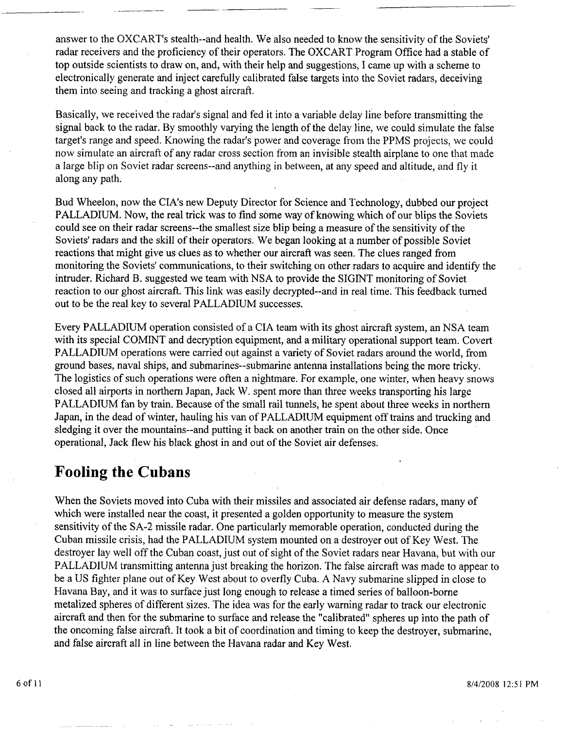answer to the OXCART's stealth--and health. We also needed to know the sensitivity of the Soviets' radar receivers and the proficiency of their operators. The OXCART Program Office had a stable of top outside scientists to draw on, and, with their help and suggestions, I came up with a scheme to electronically generate and inject carefully calibrated false targets into the Soviet radars, deceiving them into seeing and tracking a ghost aircraft.

Basically, we received the radar's signal and fed it into a variable delay line before transmitting the signal back to the radar. By smoothly varying the length of the delay line, we could simulate the false target's range and speed. Knowing the radar's power and coverage from the PPMS projects, we could now simulate an aircraft of any radar cross section from an invisible stealth airplane to one that made a large blip on Soviet radar screens--and anything in between, at any speed and altitude, and fly it along any path.

Bud Wheelon, now the CIA's new Deputy Director for Science and Technology, dubbed our project PALLADIUM. Now, the real trick was to find some way of knowing which of our blips the Soviets could see on their radar screens--the smallest size blip being a measure of the sensitivity of the Soviets' radars and the skill of their operators. We began looking at a number of possible Soviet reactions that might give us clues as to whether our aircraft was seen. The clues ranged from monitoring the Soviets' communications, to their switching on other radars to acquire and identify the intruder. Richard B. suggested we team with NSA to provide the SIGINT monitoring of Soviet reaction to our ghost aircraft. This link was easily decrypted--and in real time. This feedback turned out to be the real key to several PALLADIUM successes.

Every PALLADIUM operation consisted of a CIA team with its ghost aircraft system, an NSA team with its special COMINT and decryption equipment, and a military operational support team. Covert PALLADIUM operations were carried out against a variety of Soviet radars around the world, from ground bases, naval ships, and submarines--submarine antenna installations being the more tricky. The logistics of such operations were often a nightmare. For example, one winter, when heavy snows closed all airports in northern Japan, Jack W. spent more than three weeks transporting his large PALLADIUM fan by train. Because of the small rail tunnels, he spent about three weeks in northern Japan, in the dead of winter, hauling his van of PALLADIUM equipment off trains and trucking and sledging it over the mountains--and putting it back on another train on the other side. Once operational, Jack flew his black ghost in and out of the Soviet air defenses.

## Fooling the Cubans

When the Soviets moved into Cuba with their missiles and associated air defense radars, many of which were installed near the coast, it presented a golden opportunity to measure the system sensitivity of the SA-2 missile radar. One particularly memorable operation, conducted during the Cuban missile crisis, had the PALLADIUM system mounted on a destroyer out of Key West. The destroyer lay well off the Cuban coast, just out of sight of the Soviet radars near Havana, but with our PALLADIUM transmitting antenna just breaking the horizon. The false aircraft was made to appear to be a US fighter plane out of Key West about to overfly Cuba. A Navy submarine slipped in close to Havana Bay, and it was to surface just long enough to release a timed series of balloon-borne metalized spheres of different sizes. The idea was for the early warning radar to track our electronic aircraft and then for the submarine to surface and release the "calibrated" spheres up into the path of the oncoming false aircraft. It took a bit of coordination and timing to keep the destroyer, submarine, and false aircraft all in line between the Havana radar and Key West.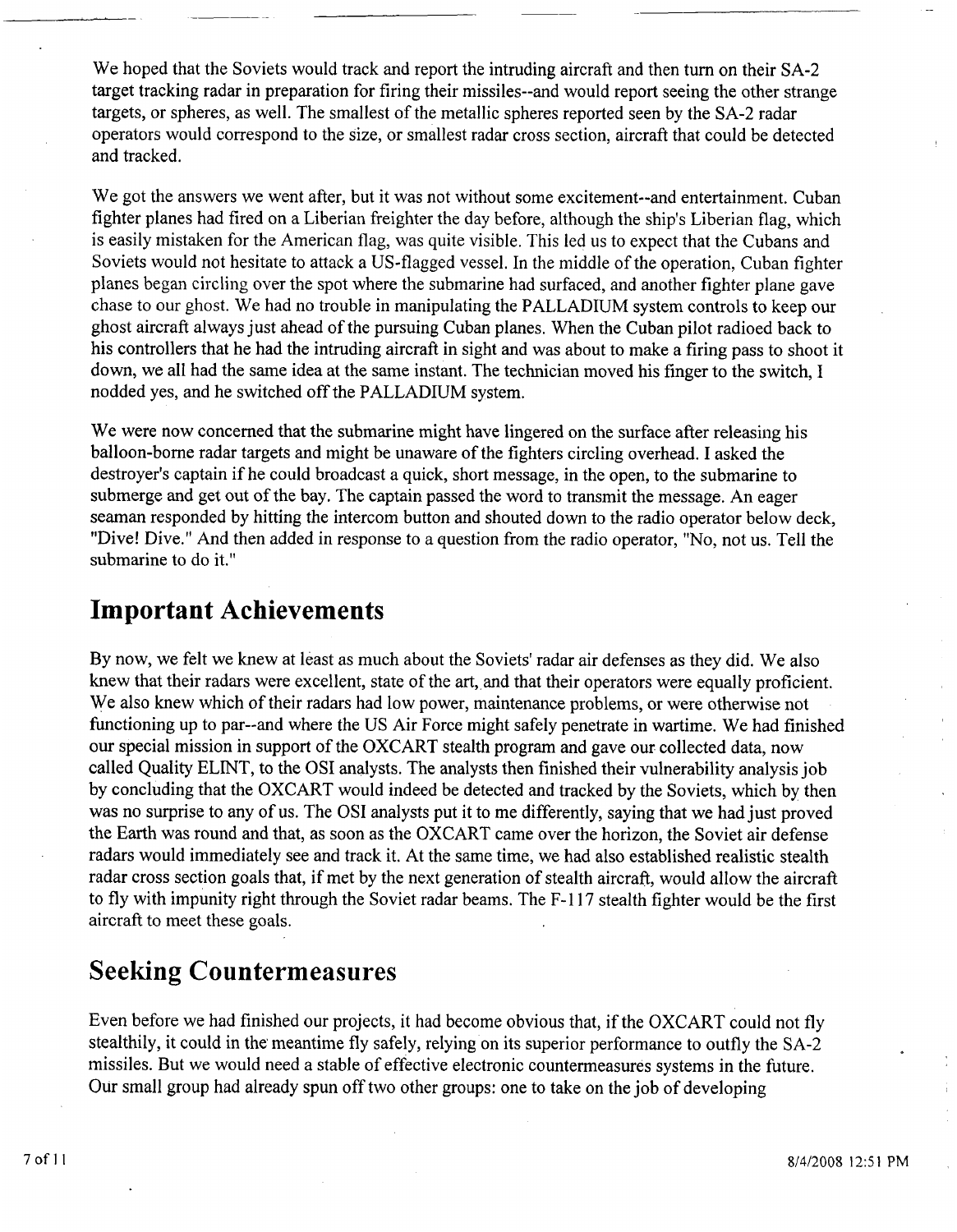We hoped that the Soviets would track and report the intruding aircraft and then turn on their SA-2 target tracking radar in preparation for firing their missiles--and would report seeing the other strange targets, or spheres, as well. The smallest of the metallic spheres reported seen by the SA-2 radar operators would correspond to the size, or smallest radar cross section, aircraft that could be detected and tracked.

We got the answers we went after, but it was not without some excitement--and entertainment. Cuban fighter planes had fired on a Liberian freighter the day before, although the ship's Liberian flag, which is easily mistaken for the American flag, was quite visible. This led us to expect that the Cubans and Soviets would not hesitate to attack a US-flagged vessel. In the middle of the operation, Cuban fighter planes began circling over the spot where the submarine had surfaced, and another fighter plane gave chase to our ghost. We had no trouble in manipulating the PALLADIUM system controls to keep our ghost aircraft always just ahead of the pursuing Cuban planes. When the Cuban pilot radioed back to his controllers that he had the intruding aircraft in sight and was about to make a firing pass to shoot it down, we all had the same idea at the same instant. The technician moved his finger to the switch, I nodded yes, and he switched off the PALLADIUM system.

We were now concerned that the submarine might have lingered on the surface after releasing his balloon-borne radar targets and might be unaware of the fighters circling overhead. I asked the destroyer's captain if he could broadcast a quick, short message, in the open, to the submarine to submerge and get out of the bay. The captain passed the word to transmit the message. An eager seaman responded by hitting the intercom button and shouted down to the radio operator below deck, "Dive! Dive." And then added in response to a question from the radio operator, "No, not us. Tell the submarine to do it."

## Important Achievements

By now, we felt we knew at least as much about the Soviets' radar air defenses as they did. We also knew that their radars were excellent, state of the art, and that their operators were equally proficient. We also knew which of their radars had low power, maintenance problems, or were otherwise not functioning up to par--and where the US Air Force might safely penetrate in wartime. We had finished our special mission in support of the OXCART stealth program and gave our collected data, now called Quality ELINT, to the OSI analysts. The analysts then finished their vulnerability analysis job by concluding that the OXCART would indeed be detected and tracked by the Soviets, which by then was no surprise to any of us. The OSI analysts put it to me differently, saying that we had just proved the Earth was round and that, as soon as the OXCART came over the horizon, the Soviet air defense radars would immediately see and track it. At the same time, we had also established realistic stealth radar cross section goals that, if met by the next generation of stealth aircraft, would allow the aircraft to fly with impunity right through the Soviet radar beams. The F-117 stealth fighter would be the first aircraft to meet these goals.

## Seeking Countermeasures

Even before we had finished our projects, it had become obvious that, if the OXCART could not fly stealthily, it could in the meantime fly safely, relying on its superior performance to outfly the SA-2 missiles. But we would need a stable of effective electronic countermeasures systems in the future. Our small group had already spun off two other groups: one to take on the job of developing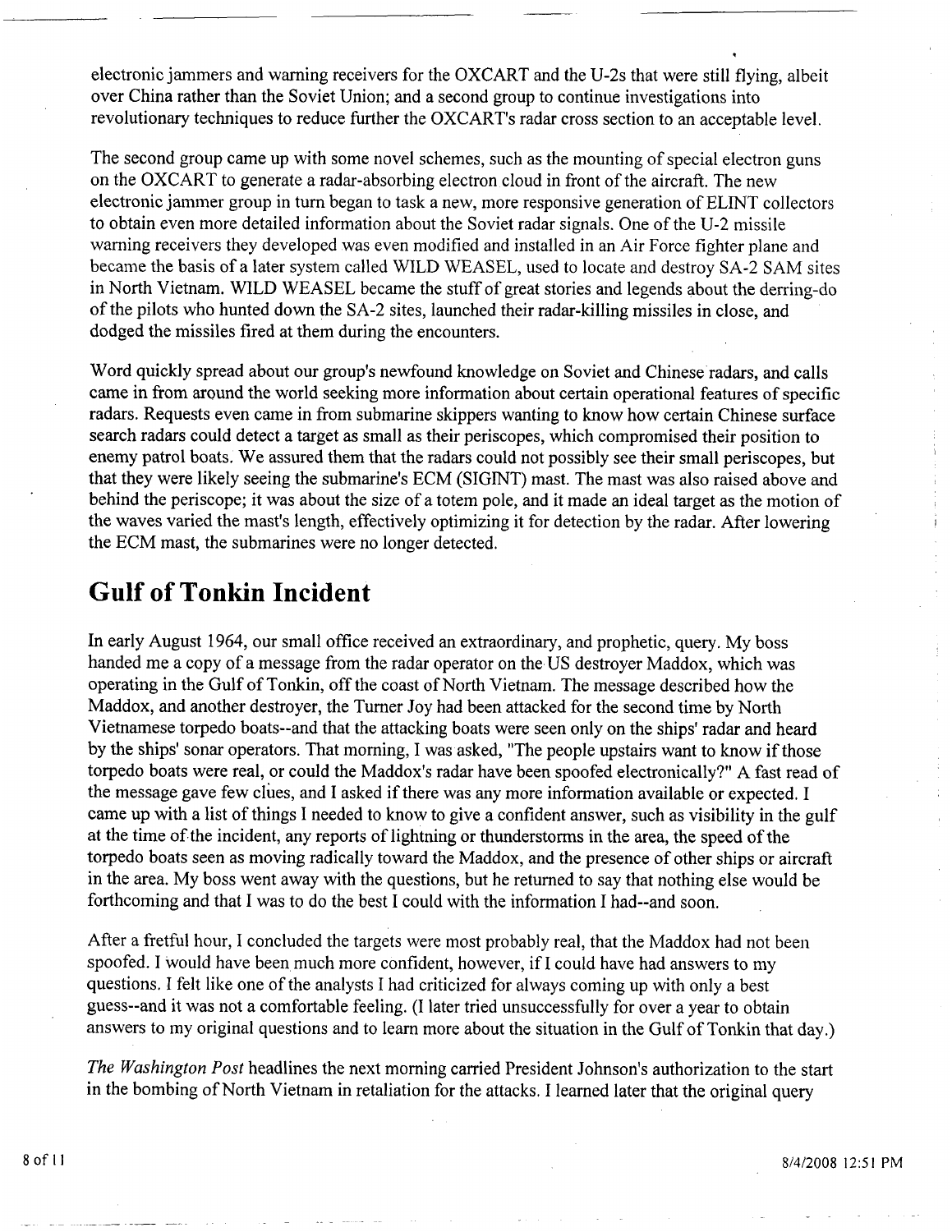electronic jammers and warning receivers for the OXCART and the U-2s that were still flying, albeit over China rather than the Soviet Union; and a second group to continue investigations into revolutionary techniques to reduce further the OXCART's radar cross section to an acceptable level.

The second group came up with some novel schemes, such as the mounting of special electron guns on the OXCART to generate a radar-absorbing electron cloud in front of the aircraft. The new electronic jammer group in turn began to task a new, more responsive generation of ELINT collectors to obtain even more detailed information about the Soviet radar signals. One of the U-2 missile warning receivers they developed was even modified and installed in an Air Force fighter plane and became the basis of a later system called WILD WEASEL, used to locate and destroy SA-2 SAM sites in North Vietnam. WILD WEASEL became the stuff of great stories and legends about the derring-do of the pilots who hunted down the SA-2 sites, launched their radar-killing missiles in close, and dodged the missiles fired at them during the encounters.

Word quickly spread about our group's newfound knowledge on Soviet and Chinese radars, and calls came in from around the world seeking more information about certain operational features of specific radars. Requests even came in from submarine skippers wanting to know how certain Chinese surface search radars could detect a target as small as their periscopes, which compromised their position to enemy patrol boats. We assured them that the radars could not possibly see their small periscopes, but that they were likely seeing the submarine's ECM (SIGINT) mast. The mast was also raised above and behind the periscope; it was about the size of a totem pole, and it made an ideal target as the motion of the waves varied the mast's length, effectively optimizing it for detection by the radar. After lowering the ECM mast, the submarines were no longer detected.

## Gulf of Tonkin Incident

In early August 1964, our small office received an extraordinary, and prophetic, query. My boss handed me a copy of a message from the radar operator on the US destroyer Maddox, which was operating in the Gulf of Tonkin, off the coast of North Vietnam. The message described how the Maddox, and another destroyer, the Turner Joy had been attacked for the second time by North Vietnamese torpedo boats--and that the attacking boats were seen only on the ships' radar and heard by the ships' sonar operators. That morning, I was asked, "The people upstairs want to know if those torpedo boats were real, or could the Maddox's radar have been spoofed electronically?" A fast read of the message gave few clues, and I asked if there was any more information available or expected. I came up with a list of things I needed to know to give a confident answer, such as visibility in the gulf at the time of the incident, any reports of lightning or thunderstorms in the area, the speed of the torpedo boats seen as moving radically toward the Maddox, and the presence of other ships or aircraft in the area. My boss went away with the questions, but he returned to say that nothing else would be forthcoming and that I was to do the best I could with the information I had--and soon.

After a fretful hour, I concluded the targets were most probably real, that the Maddox had not been spoofed. I would have been much more confident, however, if I could have had answers to my questions. I felt like one of the analysts I had criticized for always coming up with only a best guess--and it was not a comfortable feeling. (I later tried unsuccessfully for over a year to obtain answers to my original questions and to learn more about the situation in the Gulf of Tonkin that day.)

*The Washington Post* headlines the next morning carried President Johnson's authorization to the start in the bombing of North Vietnam in retaliation for the attacks. I learned later that the original query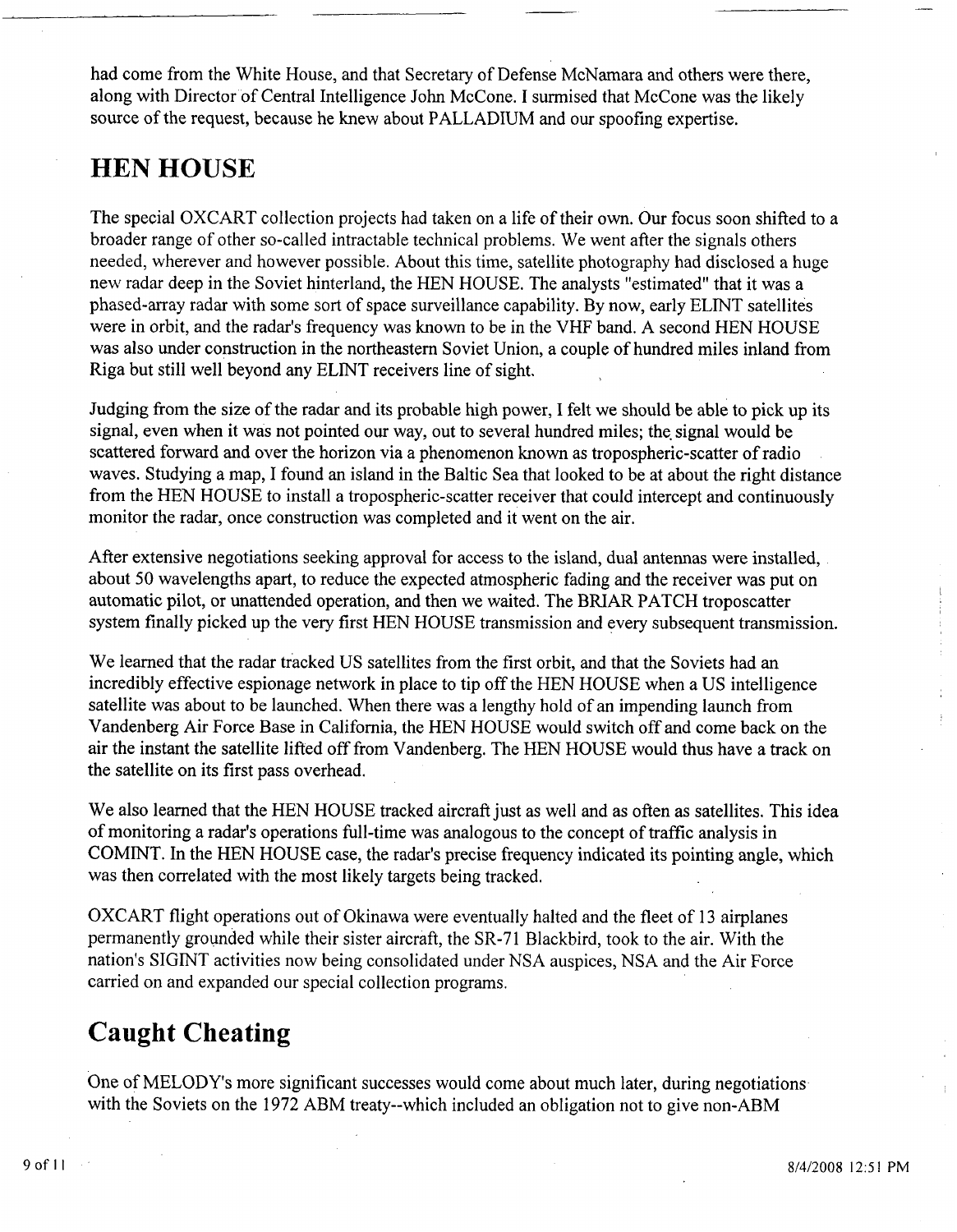had come from the White House, and that Secretary of Defense McNamara and others were there, along with Director of Central Intelligence John McCone. I surmised that McCone was the likely source of the request, because he knew about PALLADIUM and our spoofing expertise.

## HEN HOUSE

The special OXCART collection projects had taken on a life of their own. Our focus soon shifted to a broader range of other so-called intractable technical problems. We went after the signals others needed, wherever and however possible. About this time, satellite photography had disclosed a huge new radar deep in the Soviet hinterland, the HEN HOUSE. The analysts "estimated" that it was a phased-array radar with some sort of space surveillance capability. By now, early ELINT satellites were in orbit, and the radar's frequency was known to be in the VHF band. A second HEN HOUSE was also under construction in the northeastern Soviet Union, a couple of hundred miles inland from Riga but still well beyond any ELINT receivers line of sight.

Judging from the size of the radar and its probable high power, I felt we should be able to pick up its signal, even when it was not pointed our way, out to several hundred miles; the signal would be scattered forward and over the horizon via a phenomenon known as tropospheric-scatter of radio waves. Studying a map, I found an island in the Baltic Sea that looked to be at about the right distance from the HEN HOUSE to install a tropospheric-scatter receiver that could intercept and continuously monitor the radar, once construction was completed and it went on the air.

After extensive negotiations seeking approval for access to the island, dual antennas were installed, about 50 wavelengths apart, to reduce the expected atmospheric fading and the receiver was put on automatic pilot, or unattended operation, and then we waited. The BRIAR PATCH troposcatter system finally picked up the very first HEN HOUSE transmission and every subsequent transmission.

We learned that the radar tracked US satellites from the first orbit, and that the Soviets had an incredibly effective espionage network in place to tip off the HEN HOUSE when a US intelligence satellite was about to be launched. When there was a lengthy hold of an impending launch from Vandenberg Air Force Base in California, the HEN HOUSE would switch off and come back on the air the instant the satellite lifted off from Vandenberg. The HEN HOUSE would thus have a track on the satellite on its first pass overhead.

We also learned that the HEN HOUSE tracked aircraft just as well and as often as satellites. This idea of monitoring a radar's operations full-time was analogous to the concept of traffic analysis in COMINT. In the HEN HOUSE case, the radar's precise frequency indicated its pointing angle, which was then correlated with the most likely targets being tracked.

OXCART flight operations out of Okinawa were eventually halted and the fleet of 13 airplanes permanently grounded while their sister aircraft, the SR-71 Blackbird, took to the air. With the nation's SIGINT activities now being consolidated under NSA auspices, NSA and the Air Force carried on and expanded our special collection programs.

## Caught Cheating

One of MELODY's more significant successes would come about much later, during negotiations with the Soviets on the 1972 ABM treaty--which included an obligation not to give non-ABM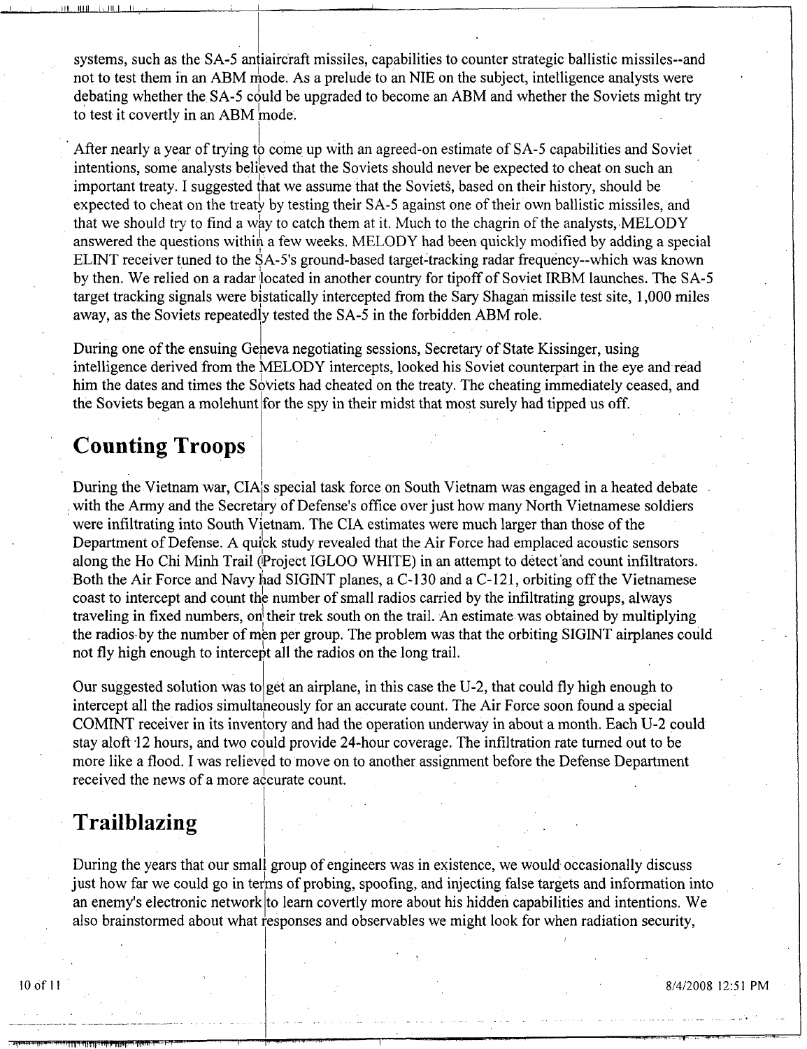systems, such as the SA-5 antiaircraft missiles, capabilities to counter strategic ballistic missiles--and not to test them in an ABM mode. As a prelude to an NIE on the subject, intelligence analysts were debating whether the SA-5 could be upgraded to become an ABM and whether the Soviets might try to test it covertly in an ABM mode.

After nearly a year of trying to come up with an agreed-on estimate of SA-5 capabilities and Soviet intentions, some analysts believed that the Soviets should never be expected to cheat on such an important treaty. I suggested that we assume that the Soviets, based on their history, should be expected to cheat on the treaty by testing their SA-5 against one of their own ballistic missiles, and that we should try to find a way to catch them at it. Much to the chagrin of the analysts, MELODY answered the questions within a few weeks. MELODY had been quickly modified by adding a special ELINT receiver tuned to the SA-5's ground-based target-tracking radar frequency--which was known by then. We relied on a radar located in another country for tipoff of Soviet IRBM launches. The SA-5 target tracking signals were bistatically intercepted from the Sary Shagan missile test site, 1,000 miles away, as the Soviets repeatedly tested the SA-5 in the forbidden ABM role.

During one of the ensuing Geneva negotiating sessions, Secretary of State Kissinger, using intelligence derived from the MELODY intercepts, looked his Soviet counterpart in the eye and read him the dates and times the Soviets had cheated on the treaty. The cheating immediately ceased, and the Soviets began a molehunt for the spy in their midst that most surely had tipped us off.

## Counting Troops

During the Vietnam war, CIA's special task force on South Vietnam was engaged in a heated debate with the Army and the Secretary of Defense's office over just how many North Vietnamese soldiers were infiltrating into South Vietnam. The CIA estimates were much larger than those of the Department of Defense. A quick study revealed that the Air Force had emplaced acoustic sensors along the Ho Chi Minh Trail (Project IGLOO WHITE) in an attempt to detect and count infiltrators. Both the Air Force and Navy had SIGINT planes, a C-130 and a C-121, orbiting off the Vietnamese coast to intercept and count the number of small radios carried by the infiltrating groups, always traveling in fixed numbers, on their trek south on the trail. An estimate was obtained by multiplying the radios by the number of men per group. The problem was that the orbiting SIGINT airplanes could not fly high enough to intercept all the radios on the long trail.

Our suggested solution was to get an airplane, in this case the U-2, that could fly high enough to intercept all the radios simultaneously for an accurate count. The Air Force soon found a special COMINT receiver in its inventory and had the operation underway in about a month. Each U-2 could stay aloft 12 hours, and two could provide 24-hour coverage. The infiltration rate turned out to be more like a flood. I was relieved to move on to another assignment before the Defense Department received the news of a more accurate count.

## Trailblazing

During the years that our small group of engineers was in existence, we would occasionally discuss just how far we could go in terms of probing, spoofing, and injecting false targets and information into an enemy's electronic network to learn covertly more about his hidden capabilities and intentions. We also brainstormed about what responses and observables we might look for when radiation security,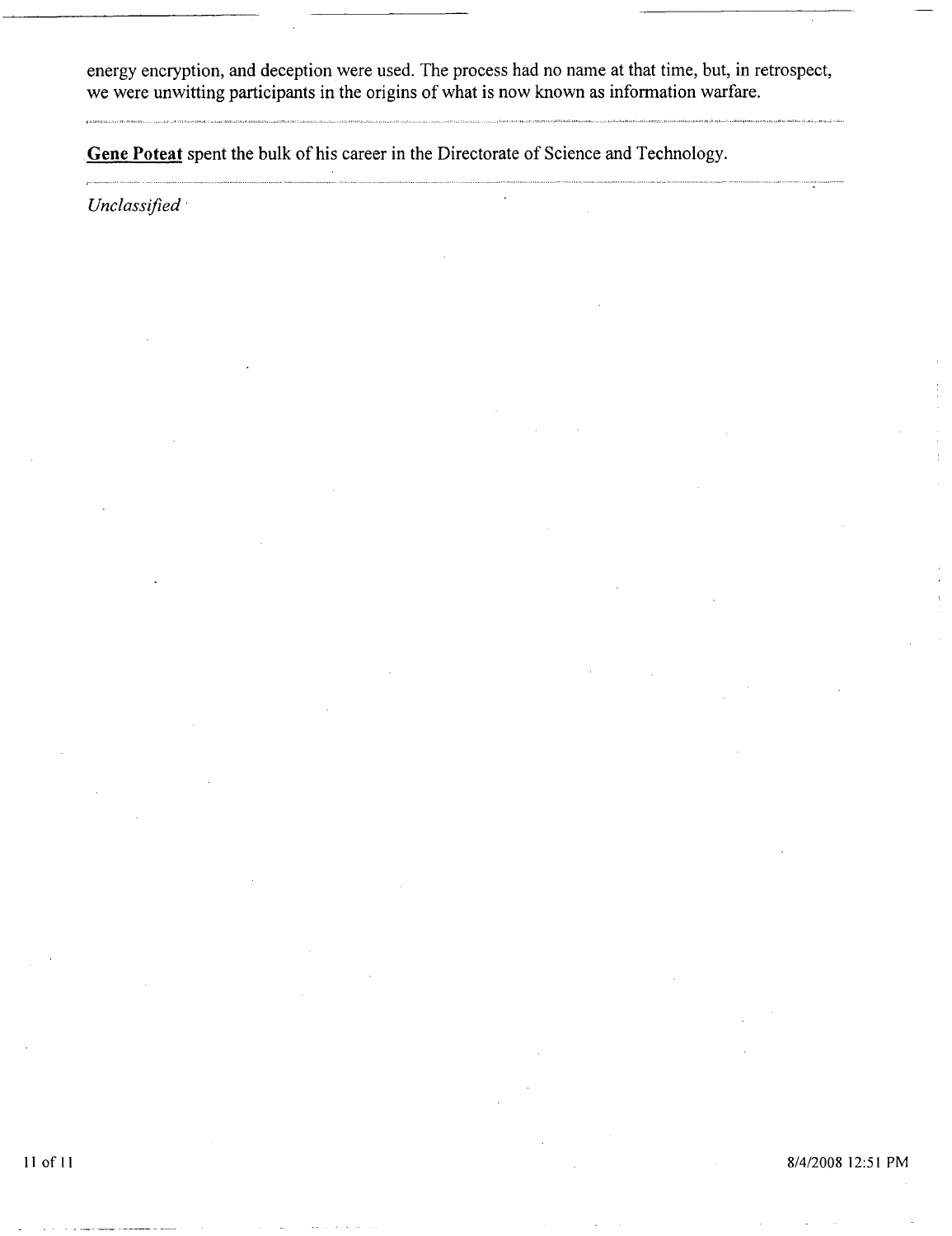energy encryption, and deception were used. The process had no name at that time, but, in retrospect, we were unwitting participants in the origins of what is now known as information warfare.

---

**Gene Poteat** spent the bulk of his career in the Directorate of Science and Technology.

---

*Unclassified*